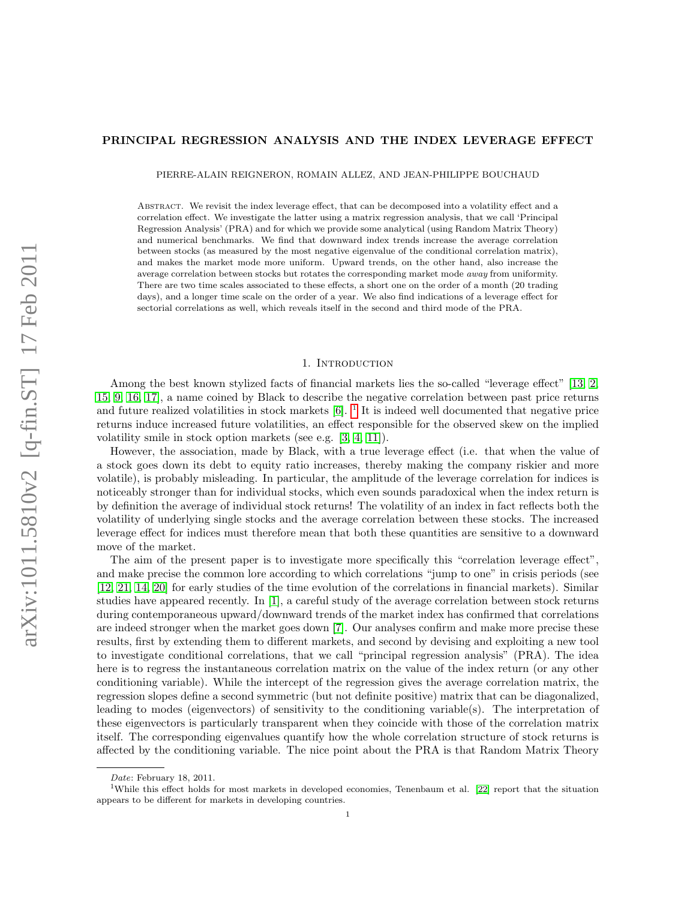# PRINCIPAL REGRESSION ANALYSIS AND THE INDEX LEVERAGE EFFECT

PIERRE-ALAIN REIGNERON, ROMAIN ALLEZ, AND JEAN-PHILIPPE BOUCHAUD

Abstract. We revisit the index leverage effect, that can be decomposed into a volatility effect and a correlation effect. We investigate the latter using a matrix regression analysis, that we call 'Principal Regression Analysis' (PRA) and for which we provide some analytical (using Random Matrix Theory) and numerical benchmarks. We find that downward index trends increase the average correlation between stocks (as measured by the most negative eigenvalue of the conditional correlation matrix), and makes the market mode more uniform. Upward trends, on the other hand, also increase the average correlation between stocks but rotates the corresponding market mode *away* from uniformity. There are two time scales associated to these effects, a short one on the order of a month (20 trading days), and a longer time scale on the order of a year. We also find indications of a leverage effect for sectorial correlations as well, which reveals itself in the second and third mode of the PRA.

## 1. Introduction

Among the best known stylized facts of financial markets lies the so-called "leverage effect" [13, 2, 15, 9, 16, 17], a name coined by Black to describe the negative correlation between past price returns and future realized volatilities in stock markets [6]. [1] It is indeed well documented that negative price returns induce increased future volatilities, an effect responsible for the observed skew on the implied volatility smile in stock option markets (see e.g. [3, 4, 11]).

However, the association, made by Black, with a true leverage effect (i.e. that when the value of a stock goes down its debt to equity ratio increases, thereby making the company riskier and more volatile), is probably misleading. In particular, the amplitude of the leverage correlation for indices is noticeably stronger than for individual stocks, which even sounds paradoxical when the index return is by definition the average of individual stock returns! The volatility of an index in fact reflects both the volatility of underlying single stocks and the average correlation between these stocks. The increased leverage effect for indices must therefore mean that both these quantities are sensitive to a downward move of the market.

The aim of the present paper is to investigate more specifically this "correlation leverage effect", and make precise the common lore according to which correlations "jump to one" in crisis periods (see [12, 21, 14, 20] for early studies of the time evolution of the correlations in financial markets). Similar studies have appeared recently. In [1], a careful study of the average correlation between stock returns during contemporaneous upward/downward trends of the market index has confirmed that correlations are indeed stronger when the market goes down [7]. Our analyses confirm and make more precise these results, first by extending them to different markets, and second by devising and exploiting a new tool to investigate conditional correlations, that we call "principal regression analysis" (PRA). The idea here is to regress the instantaneous correlation matrix on the value of the index return (or any other conditioning variable). While the intercept of the regression gives the average correlation matrix, the regression slopes define a second symmetric (but not definite positive) matrix that can be diagonalized, leading to modes (eigenvectors) of sensitivity to the conditioning variable(s). The interpretation of these eigenvectors is particularly transparent when they coincide with those of the correlation matrix itself. The corresponding eigenvalues quantify how the whole correlation structure of stock returns is affected by the conditioning variable. The nice point about the PRA is that Random Matrix Theory

*Date*: February 18, 2011.

[1] While this effect holds for most markets in developed economies, Tenenbaum et al. [22] report that the situation appears to be different for markets in developing countries.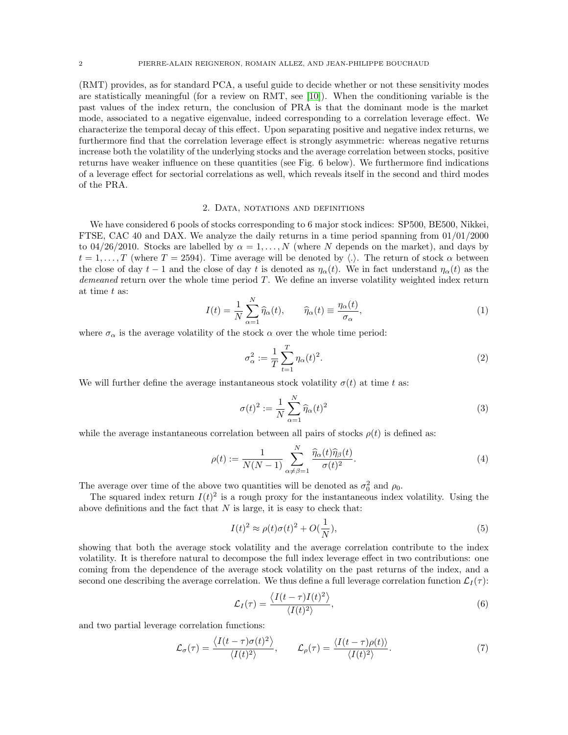(RMT) provides, as for standard PCA, a useful guide to decide whether or not these sensitivity modes are statistically meaningful (for a review on RMT, see [10]). When the conditioning variable is the past values of the index return, the conclusion of PRA is that the dominant mode is the market mode, associated to a negative eigenvalue, indeed corresponding to a correlation leverage effect. We characterize the temporal decay of this effect. Upon separating positive and negative index returns, we furthermore find that the correlation leverage effect is strongly asymmetric: whereas negative returns increase both the volatility of the underlying stocks and the average correlation between stocks, positive returns have weaker influence on these quantities (see Fig. 6 below). We furthermore find indications of a leverage effect for sectorial correlations as well, which reveals itself in the second and third modes of the PRA.

## 2. Data, notations and definitions

We have considered 6 pools of stocks corresponding to 6 major stock indices: SP500, BE500, Nikkei, FTSE, CAC 40 and DAX. We analyze the daily returns in a time period spanning from 01/01/2000 to 04/26/2010. Stocks are labelled by $\alpha = 1, \dots, N$ (where $N$ depends on the market), and days by $t = 1, \dots, T$ (where $T = 2594$). Time average will be denoted by $\langle . \rangle$. The return of stock $\alpha$ between the close of day $t-1$ and the close of day $t$ is denoted as $\eta_\alpha(t)$. We in fact understand $\eta_\alpha(t)$ as the *demeaned* return over the whole time period $T$. We define an inverse volatility weighted index return at time $t$ as:

$$I(t) = \frac{1}{N} \sum_{\alpha=1}^{N} \widehat{\eta}_\alpha(t), \qquad \widehat{\eta}_\alpha(t) \equiv \frac{\eta_\alpha(t)}{\sigma_\alpha}, \tag{1}$$

where $\sigma_\alpha$ is the average volatility of the stock $\alpha$ over the whole time period:

$$\sigma_\alpha^2 := \frac{1}{T} \sum_{t=1}^{T} \eta_\alpha(t)^2. \tag{2}$$

We will further define the average instantaneous stock volatility $\sigma(t)$ at time $t$ as:

$$\sigma(t)^2 := \frac{1}{N} \sum_{\alpha=1}^{N} \widehat{\eta}_\alpha(t)^2 \tag{3}$$

while the average instantaneous correlation between all pairs of stocks $\rho(t)$ is defined as:

$$\rho(t) := \frac{1}{N(N-1)} \sum_{\alpha \neq \beta = 1}^{N} \frac{\widehat{\eta}_\alpha(t) \widehat{\eta}_\beta(t)}{\sigma(t)^2}. \tag{4}$$

The average over time of the above two quantities will be denoted as $\sigma_0^2$ and $\rho_0$.

The squared index return $I(t)^2$ is a rough proxy for the instantaneous index volatility. Using the above definitions and the fact that $N$ is large, it is easy to check that:

$$I(t)^2 \approx \rho(t)\sigma(t)^2 + O(\frac{1}{N}), \tag{5}$$

showing that both the average stock volatility and the average correlation contribute to the index volatility. It is therefore natural to decompose the full index leverage effect in two contributions: one coming from the dependence of the average stock volatility on the past returns of the index, and a second one describing the average correlation. We thus define a full leverage correlation function $\mathcal{L}_I(\tau)$:

$$\mathcal{L}_I(\tau) = \frac{\langle I(t-\tau) I(t)^2 \rangle}{\langle I(t)^2 \rangle}, \tag{6}$$

and two partial leverage correlation functions:

$$\mathcal{L}_\sigma(\tau) = \frac{\langle I(t-\tau) \sigma(t)^2 \rangle}{\langle I(t)^2 \rangle}, \qquad \mathcal{L}_\rho(\tau) = \frac{\langle I(t-\tau) \rho(t) \rangle}{\langle I(t)^2 \rangle}. \tag{7}$$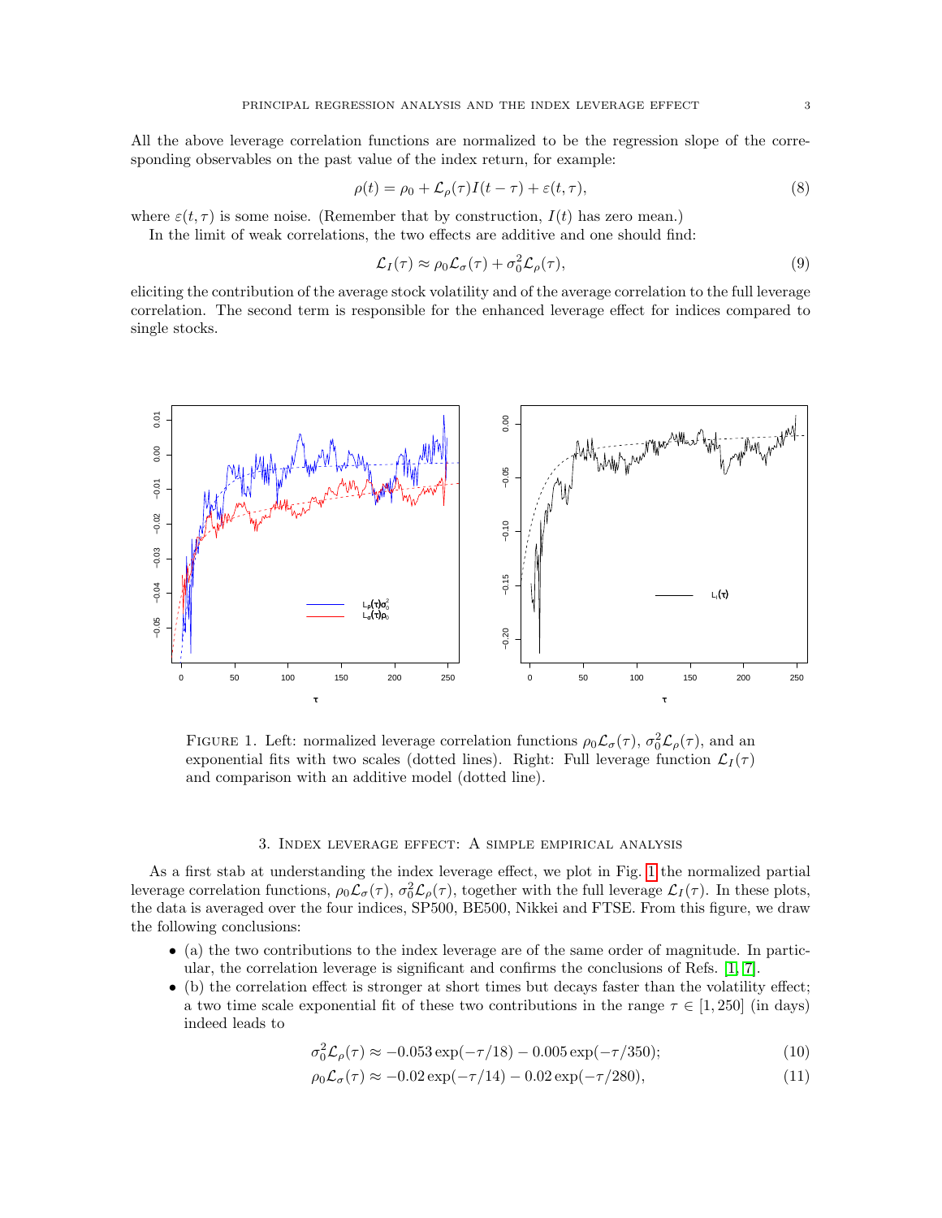All the above leverage correlation functions are normalized to be the regression slope of the corresponding observables on the past value of the index return, for example:

$$\rho(t) = \rho_0 + \mathcal{L}_\rho(\tau) I(t-\tau) + \varepsilon(t,\tau), \tag{8}$$

where $\varepsilon(t,\tau)$ is some noise. (Remember that by construction, $I(t)$ has zero mean.)

In the limit of weak correlations, the two effects are additive and one should find:

$$\mathcal{L}_I(\tau) \approx \rho_0 \mathcal{L}_\sigma(\tau) + \sigma_0^2 \mathcal{L}_\rho(\tau), \tag{9}$$

eliciting the contribution of the average stock volatility and of the average correlation to the full leverage correlation. The second term is responsible for the enhanced leverage effect for indices compared to single stocks.

Figure 1. Left: normalized leverage correlation functions $\rho_0 \mathcal{L}_\sigma(\tau)$, $\sigma_0^2 \mathcal{L}_\rho(\tau)$, and an exponential fits with two scales (dotted lines). Right: Full leverage function $\mathcal{L}_I(\tau)$ and comparison with an additive model (dotted line).

## 3. Index leverage effect: A simple empirical analysis

As a first stab at understanding the index leverage effect, we plot in Fig. 1 the normalized partial leverage correlation functions, $\rho_0 \mathcal{L}_\sigma(\tau)$, $\sigma_0^2 \mathcal{L}_\rho(\tau)$, together with the full leverage $\mathcal{L}_I(\tau)$. In these plots, the data is averaged over the four indices, SP500, BE500, Nikkei and FTSE. From this figure, we draw the following conclusions:

- (a) the two contributions to the index leverage are of the same order of magnitude. In particular, the correlation leverage is significant and confirms the conclusions of Refs. [1, 7].
- (b) the correlation effect is stronger at short times but decays faster than the volatility effect; a two time scale exponential fit of these two contributions in the range $\tau \in [1, 250]$ (in days) indeed leads to

$$\sigma_0^2 \mathcal{L}_\rho(\tau) \approx -0.053 \exp(-\tau/18) - 0.005 \exp(-\tau/350); \tag{10}$$

$$\rho_0 \mathcal{L}_\sigma(\tau) \approx -0.02 \exp(-\tau/14) - 0.02 \exp(-\tau/280), \tag{11}$$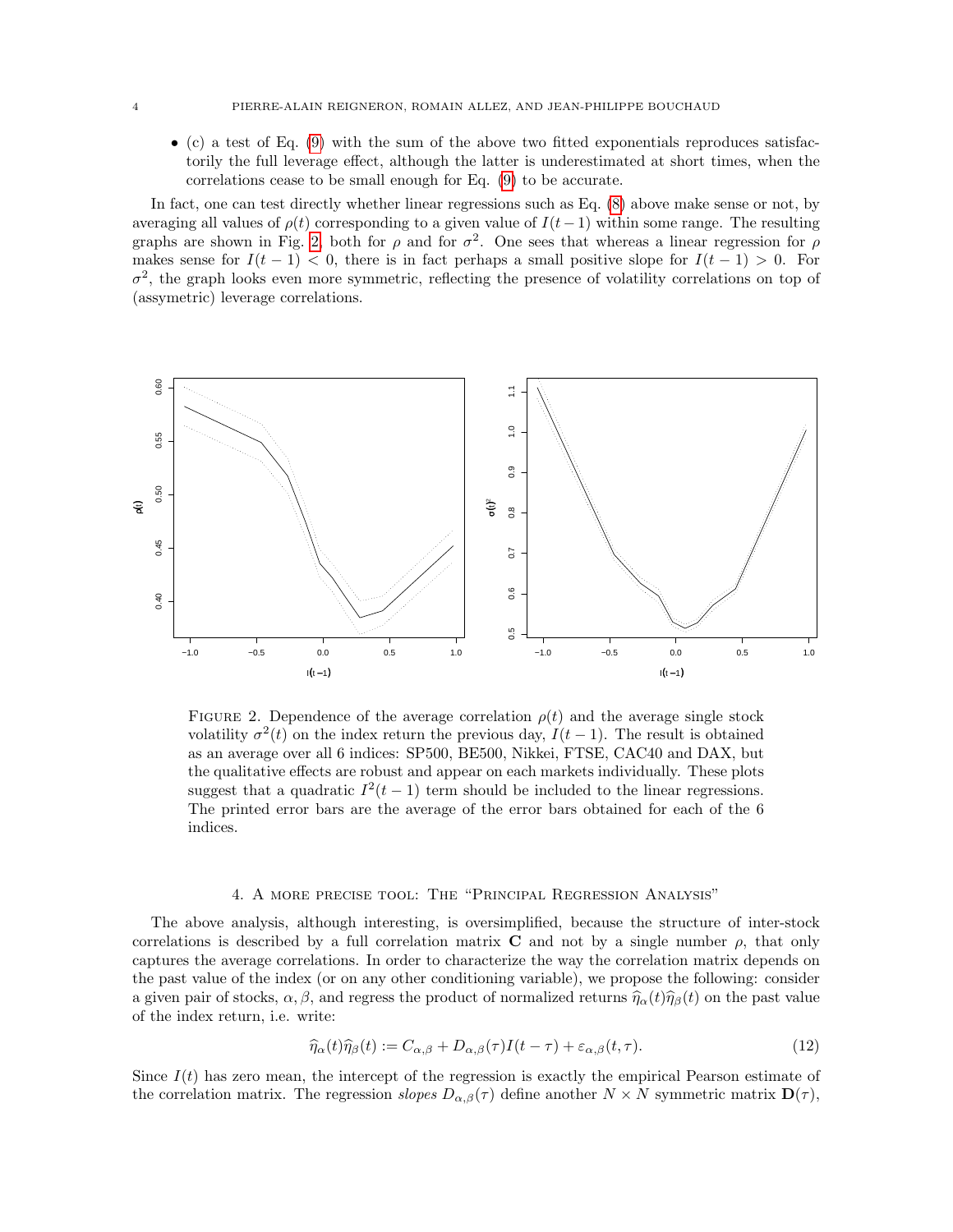- (c) a test of Eq. (9) with the sum of the above two fitted exponentials reproduces satisfactorily the full leverage effect, although the latter is underestimated at short times, when the correlations cease to be small enough for Eq. (9) to be accurate.

In fact, one can test directly whether linear regressions such as Eq. (8) above make sense or not, by averaging all values of $\rho(t)$ corresponding to a given value of $I(t-1)$ within some range. The resulting graphs are shown in Fig. 2, both for $\rho$ and for $\sigma^2$. One sees that whereas a linear regression for $\rho$ makes sense for $I(t-1) < 0$, there is in fact perhaps a small positive slope for $I(t-1) > 0$. For $\sigma^2$, the graph looks even more symmetric, reflecting the presence of volatility correlations on top of (assymetric) leverage correlations.

Figure 2. Dependence of the average correlation $\rho(t)$ and the average single stock volatility $\sigma^2(t)$ on the index return the previous day, $I(t-1)$. The result is obtained as an average over all 6 indices: SP500, BE500, Nikkei, FTSE, CAC40 and DAX, but the qualitative effects are robust and appear on each markets individually. These plots suggest that a quadratic $I^2(t-1)$ term should be included to the linear regressions. The printed error bars are the average of the error bars obtained for each of the 6 indices.

## 4. A more precise tool: The "Principal Regression Analysis"

The above analysis, although interesting, is oversimplified, because the structure of inter-stock correlations is described by a full correlation matrix $\mathbf{C}$ and not by a single number $\rho$, that only captures the average correlations. In order to characterize the way the correlation matrix depends on the past value of the index (or on any other conditioning variable), we propose the following: consider a given pair of stocks, $\alpha, \beta$, and regress the product of normalized returns $\widehat{\eta}_\alpha(t)\widehat{\eta}_\beta(t)$ on the past value of the index return, i.e. write:

$$\widehat{\eta}_\alpha(t)\widehat{\eta}_\beta(t) := C_{\alpha,\beta} + D_{\alpha,\beta}(\tau)I(t-\tau) + \varepsilon_{\alpha,\beta}(t,\tau). \tag{12}$$

Since $I(t)$ has zero mean, the intercept of the regression is exactly the empirical Pearson estimate of the correlation matrix. The regression *slopes* $D_{\alpha,\beta}(\tau)$ define another $N \times N$ symmetric matrix $\mathbf{D}(\tau)$,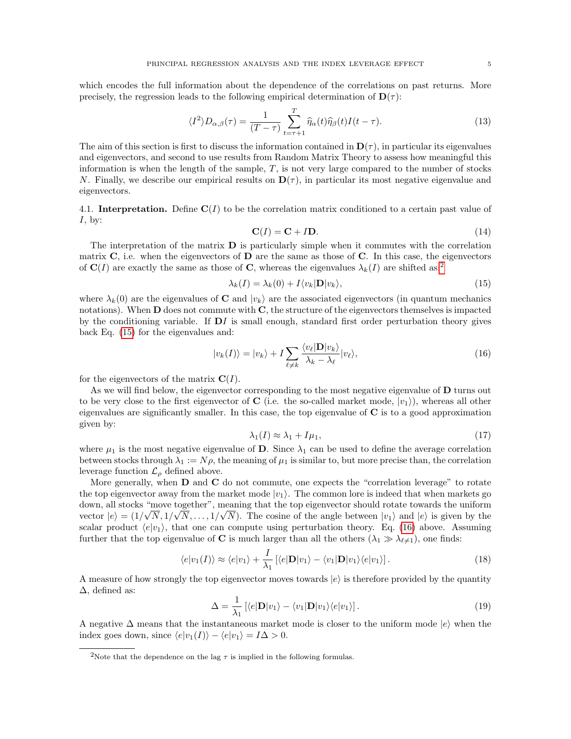which encodes the full information about the dependence of the correlations on past returns. More precisely, the regression leads to the following empirical determination of $\mathbf{D}(\tau)$:

$$\langle I^2 \rangle D_{\alpha,\beta}(\tau) = \frac{1}{(T-\tau)} \sum_{t=\tau+1}^{T} \widehat{\eta}_\alpha(t) \widehat{\eta}_\beta(t) I(t-\tau). \tag{13}$$

The aim of this section is first to discuss the information contained in $\mathbf{D}(\tau)$, in particular its eigenvalues and eigenvectors, and second to use results from Random Matrix Theory to assess how meaningful this information is when the length of the sample, $T$, is not very large compared to the number of stocks $N$. Finally, we describe our empirical results on $\mathbf{D}(\tau)$, in particular its most negative eigenvalue and eigenvectors.

4.1. **Interpretation.** Define $\mathbf{C}(I)$ to be the correlation matrix conditioned to a certain past value of $I$, by:

$$\mathbf{C}(I) = \mathbf{C} + I\mathbf{D}. \tag{14}$$

The interpretation of the matrix $\mathbf{D}$ is particularly simple when it commutes with the correlation matrix $\mathbf{C}$, i.e. when the eigenvectors of $\mathbf{D}$ are the same as those of $\mathbf{C}$. In this case, the eigenvectors of $\mathbf{C}(I)$ are exactly the same as those of $\mathbf{C}$, whereas the eigenvalues $\lambda_k(I)$ are shifted as:[2]

$$\lambda_k(I) = \lambda_k(0) + I \langle v_k | \mathbf{D} | v_k \rangle, \tag{15}$$

where $\lambda_k(0)$ are the eigenvalues of $\mathbf{C}$ and $|v_k\rangle$ are the associated eigenvectors (in quantum mechanics notations). When $\mathbf{D}$ does not commute with $\mathbf{C}$, the structure of the eigenvectors themselves is impacted by the conditioning variable. If $\mathbf{D}I$ is small enough, standard first order perturbation theory gives back Eq. (15) for the eigenvalues and:

$$|v_k(I)\rangle = |v_k\rangle + I \sum_{\ell \neq k} \frac{\langle v_\ell | \mathbf{D} | v_k \rangle}{\lambda_k - \lambda_\ell} |v_\ell\rangle, \tag{16}$$

for the eigenvectors of the matrix $\mathbf{C}(I)$.

As we will find below, the eigenvector corresponding to the most negative eigenvalue of $\mathbf{D}$ turns out to be very close to the first eigenvector of $\mathbf{C}$ (i.e. the so-called market mode, $|v_1\rangle$), whereas all other eigenvalues are significantly smaller. In this case, the top eigenvalue of $\mathbf{C}$ is to a good approximation given by:

$$\lambda_1(I) \approx \lambda_1 + I\mu_1, \tag{17}$$

where $\mu_1$ is the most negative eigenvalue of $\mathbf{D}$. Since $\lambda_1$ can be used to define the average correlation between stocks through $\lambda_1 := N\rho$, the meaning of $\mu_1$ is similar to, but more precise than, the correlation leverage function $\mathcal{L}_\rho$ defined above.

More generally, when $\mathbf{D}$ and $\mathbf{C}$ do not commute, one expects the "correlation leverage" to rotate the top eigenvector away from the market mode $|v_1\rangle$. The common lore is indeed that when markets go down, all stocks "move together", meaning that the top eigenvector should rotate towards the uniform vector $|e\rangle = (1/\sqrt{N}, 1/\sqrt{N}, \ldots, 1/\sqrt{N})$. The cosine of the angle between $|v_1\rangle$ and $|e\rangle$ is given by the scalar product $\langle e|v_1\rangle$, that one can compute using perturbation theory. Eq. (16) above. Assuming further that the top eigenvalue of $\mathbf{C}$ is much larger than all the others ($\lambda_1 \gg \lambda_{\ell \neq 1}$), one finds:

$$\langle e|v_1(I)\rangle \approx \langle e|v_1\rangle + \frac{I}{\lambda_1} \left[ \langle e|\mathbf{D}|v_1\rangle - \langle v_1|\mathbf{D}|v_1\rangle \langle e|v_1\rangle \right]. \tag{18}$$

A measure of how strongly the top eigenvector moves towards $|e\rangle$ is therefore provided by the quantity $\Delta$, defined as:

$$\Delta = \frac{1}{\lambda_1} \left[ \langle e|\mathbf{D}|v_1\rangle - \langle v_1|\mathbf{D}|v_1\rangle \langle e|v_1\rangle \right]. \tag{19}$$

A negative $\Delta$ means that the instantaneous market mode is closer to the uniform mode $|e\rangle$ when the index goes down, since $\langle e|v_1(I)\rangle - \langle e|v_1\rangle = I\Delta > 0$.

---

[2] Note that the dependence on the lag $\tau$ is implied in the following formulas.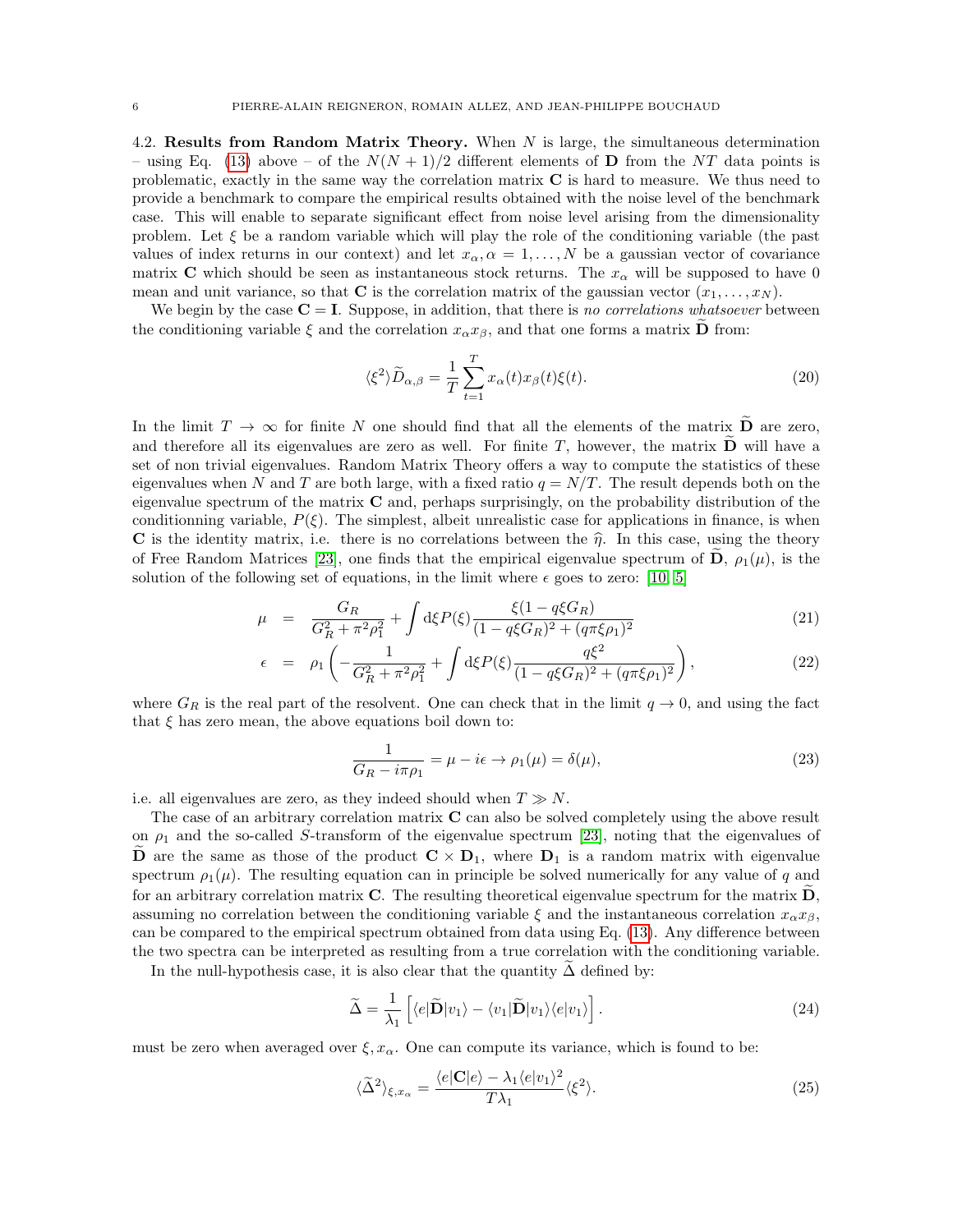4.2. **Results from Random Matrix Theory.** When $N$ is large, the simultaneous determination – using Eq. (13) above – of the $N(N+1)/2$ different elements of $\mathbf{D}$ from the $NT$ data points is problematic, exactly in the same way the correlation matrix $\mathbf{C}$ is hard to measure. We thus need to provide a benchmark to compare the empirical results obtained with the noise level of the benchmark case. This will enable to separate significant effect from noise level arising from the dimensionality problem. Let $\xi$ be a random variable which will play the role of the conditioning variable (the past values of index returns in our context) and let $x_\alpha, \alpha = 1, \ldots, N$ be a gaussian vector of covariance matrix $\mathbf{C}$ which should be seen as instantaneous stock returns. The $x_\alpha$ will be supposed to have 0 mean and unit variance, so that $\mathbf{C}$ is the correlation matrix of the gaussian vector $(x_1, \ldots, x_N)$.

We begin by the case $\mathbf{C} = \mathbf{I}$. Suppose, in addition, that there is *no correlations whatsoever* between the conditioning variable $\xi$ and the correlation $x_\alpha x_\beta$, and that one forms a matrix $\widetilde{\mathbf{D}}$ from:

$$\langle \xi^2 \rangle \widetilde{D}_{\alpha,\beta} = \frac{1}{T} \sum_{t=1}^{T} x_\alpha(t) x_\beta(t) \xi(t). \tag{20}$$

In the limit $T \to \infty$ for finite $N$ one should find that all the elements of the matrix $\widetilde{\mathbf{D}}$ are zero, and therefore all its eigenvalues are zero as well. For finite $T$, however, the matrix $\widetilde{\mathbf{D}}$ will have a set of non trivial eigenvalues. Random Matrix Theory offers a way to compute the statistics of these eigenvalues when $N$ and $T$ are both large, with a fixed ratio $q = N/T$. The result depends both on the eigenvalue spectrum of the matrix $\mathbf{C}$ and, perhaps surprisingly, on the probability distribution of the conditionning variable, $P(\xi)$. The simplest, albeit unrealistic case for applications in finance, is when $\mathbf{C}$ is the identity matrix, i.e. there is no correlations between the $\widehat{\eta}$. In this case, using the theory of Free Random Matrices [23], one finds that the empirical eigenvalue spectrum of $\widetilde{\mathbf{D}}$, $\rho_1(\mu)$, is the solution of the following set of equations, in the limit where $\epsilon$ goes to zero: [10, 5]

$$\mu = \frac{G_R}{G_R^2 + \pi^2 \rho_1^2} + \int \mathrm{d}\xi P(\xi) \frac{\xi(1 - q\xi G_R)}{(1 - q\xi G_R)^2 + (q\pi\xi\rho_1)^2} \tag{21}$$

$$\epsilon = \rho_1 \left( -\frac{1}{G_R^2 + \pi^2 \rho_1^2} + \int \mathrm{d}\xi P(\xi) \frac{q\xi^2}{(1 - q\xi G_R)^2 + (q\pi\xi\rho_1)^2} \right), \tag{22}$$

where $G_R$ is the real part of the resolvent. One can check that in the limit $q \to 0$, and using the fact that $\xi$ has zero mean, the above equations boil down to:

$$\frac{1}{G_R - i\pi\rho_1} = \mu - i\epsilon \to \rho_1(\mu) = \delta(\mu), \tag{23}$$

i.e. all eigenvalues are zero, as they indeed should when $T \gg N$.

The case of an arbitrary correlation matrix $\mathbf{C}$ can also be solved completely using the above result on $\rho_1$ and the so-called $S$-transform of the eigenvalue spectrum [23], noting that the eigenvalues of $\widetilde{\mathbf{D}}$ are the same as those of the product $\mathbf{C} \times \mathbf{D}_1$, where $\mathbf{D}_1$ is a random matrix with eigenvalue spectrum $\rho_1(\mu)$. The resulting equation can in principle be solved numerically for any value of $q$ and for an arbitrary correlation matrix $\mathbf{C}$. The resulting theoretical eigenvalue spectrum for the matrix $\widetilde{\mathbf{D}}$, assuming no correlation between the conditioning variable $\xi$ and the instantaneous correlation $x_\alpha x_\beta$, can be compared to the empirical spectrum obtained from data using Eq. (13). Any difference between the two spectra can be interpreted as resulting from a true correlation with the conditioning variable.

In the null-hypothesis case, it is also clear that the quantity $\widetilde{\Delta}$ defined by:

$$\widetilde{\Delta} = \frac{1}{\lambda_1} \left[ \langle e | \widetilde{\mathbf{D}} | v_1 \rangle - \langle v_1 | \widetilde{\mathbf{D}} | v_1 \rangle \langle e | v_1 \rangle \right]. \tag{24}$$

must be zero when averaged over $\xi, x_\alpha$. One can compute its variance, which is found to be:

$$\langle \widetilde{\Delta}^2 \rangle_{\xi, x_\alpha} = \frac{\langle e | \mathbf{C} | e \rangle - \lambda_1 \langle e | v_1 \rangle^2}{T \lambda_1} \langle \xi^2 \rangle. \tag{25}$$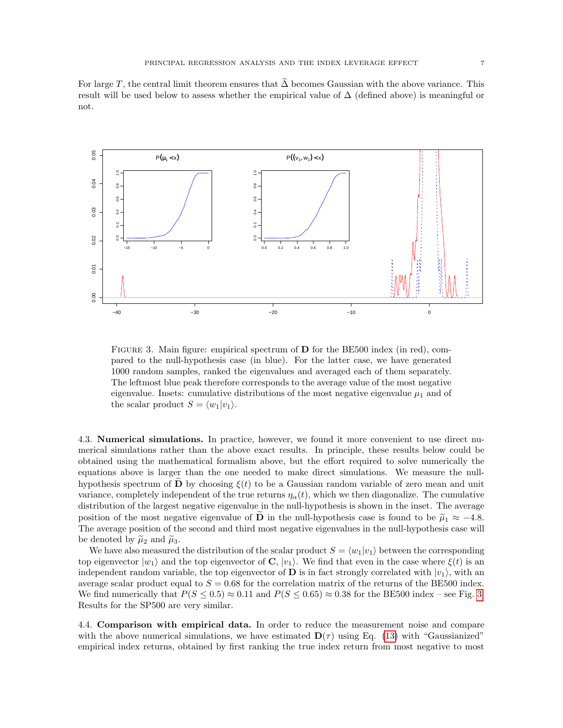For large $T$, the central limit theorem ensures that $\widetilde{\Delta}$ becomes Gaussian with the above variance. This result will be used below to assess whether the empirical value of $\Delta$ (defined above) is meaningful or not.

FIGURE 3. Main figure: empirical spectrum of $\mathbf{D}$ for the BE500 index (in red), compared to the null-hypothesis case (in blue). For the latter case, we have generated 1000 random samples, ranked the eigenvalues and averaged each of them separately. The leftmost blue peak therefore corresponds to the average value of the most negative eigenvalue. Insets: cumulative distributions of the most negative eigenvalue $\mu_1$ and of the scalar product $S = \langle w_1 | v_1 \rangle$.

4.3. **Numerical simulations.** In practice, however, we found it more convenient to use direct numerical simulations rather than the above exact results. In principle, these results below could be obtained using the mathematical formalism above, but the effort required to solve numerically the equations above is larger than the one needed to make direct simulations. We measure the null-hypothesis spectrum of $\widetilde{\mathbf{D}}$ by choosing $\xi(t)$ to be a Gaussian random variable of zero mean and unit variance, completely independent of the true returns $\eta_\alpha(t)$, which we then diagonalize. The cumulative distribution of the largest negative eigenvalue in the null-hypothesis is shown in the inset. The average position of the most negative eigenvalue of $\widetilde{\mathbf{D}}$ in the null-hypothesis case is found to be $\widetilde{\mu}_1 \approx -4.8$. The average position of the second and third most negative eigenvalues in the null-hypothesis case will be denoted by $\widetilde{\mu}_2$ and $\widetilde{\mu}_3$.

We have also measured the distribution of the scalar product $S = \langle w_1 | v_1 \rangle$ between the corresponding top eigenvector $|w_1\rangle$ and the top eigenvector of $\mathbf{C}$, $|v_1\rangle$. We find that even in the case where $\xi(t)$ is an independent random variable, the top eigenvector of $\mathbf{D}$ is in fact strongly correlated with $|v_1\rangle$, with an average scalar product equal to $S = 0.68$ for the correlation matrix of the returns of the BE500 index. We find numerically that $P(S \leq 0.5) \approx 0.11$ and $P(S \leq 0.65) \approx 0.38$ for the BE500 index – see Fig. 3. Results for the SP500 are very similar.

4.4. **Comparison with empirical data.** In order to reduce the measurement noise and compare with the above numerical simulations, we have estimated $\mathbf{D}(\tau)$ using Eq. (13) with "Gaussianized" empirical index returns, obtained by first ranking the true index return from most negative to most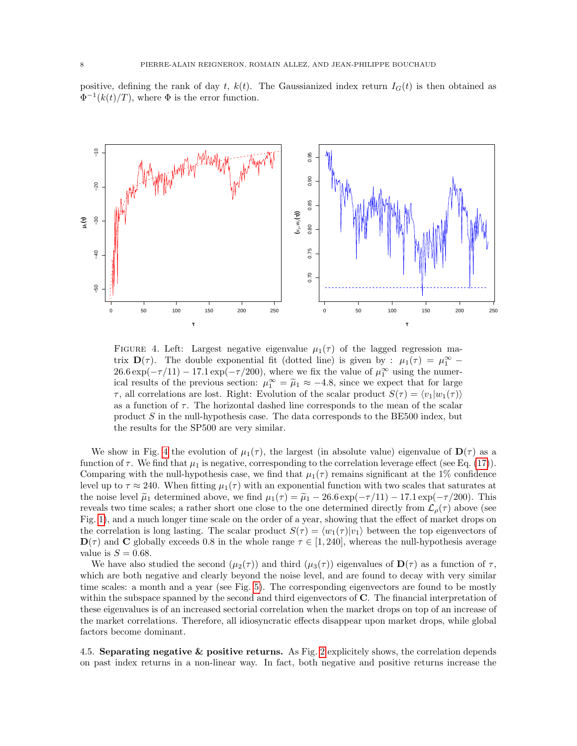positive, defining the rank of day $t$, $k(t)$. The Gaussianized index return $I_G(t)$ is then obtained as $\Phi^{-1}(k(t)/T)$, where $\Phi$ is the error function.

FIGURE 4. Left: Largest negative eigenvalue $\mu_1(\tau)$ of the lagged regression matrix $\mathbf{D}(\tau)$. The double exponential fit (dotted line) is given by : $\mu_1(\tau) = \mu_1^\infty - 26.6\exp(-\tau/11) - 17.1\exp(-\tau/200)$, where we fix the value of $\mu_1^\infty$ using the numerical results of the previous section: $\mu_1^\infty = \widetilde{\mu}_1 \approx -4.8$, since we expect that for large $\tau$, all correlations are lost. Right: Evolution of the scalar product $S(\tau) = \langle v_1 | w_1(\tau) \rangle$ as a function of $\tau$. The horizontal dashed line corresponds to the mean of the scalar product $S$ in the null-hypothesis case. The data corresponds to the BE500 index, but the results for the SP500 are very similar.

We show in Fig. 4 the evolution of $\mu_1(\tau)$, the largest (in absolute value) eigenvalue of $\mathbf{D}(\tau)$ as a function of $\tau$. We find that $\mu_1$ is negative, corresponding to the correlation leverage effect (see Eq. (17)). Comparing with the null-hypothesis case, we find that $\mu_1(\tau)$ remains significant at the 1% confidence level up to $\tau \approx 240$. When fitting $\mu_1(\tau)$ with an exponential function with two scales that saturates at the noise level $\widetilde{\mu}_1$ determined above, we find $\mu_1(\tau) = \widetilde{\mu}_1 - 26.6\exp(-\tau/11) - 17.1\exp(-\tau/200)$. This reveals two time scales; a rather short one close to the one determined directly from $\mathcal{L}_\rho(\tau)$ above (see Fig. 1), and a much longer time scale on the order of a year, showing that the effect of market drops on the correlation is long lasting. The scalar product $S(\tau) = \langle w_1(\tau) | v_1 \rangle$ between the top eigenvectors of $\mathbf{D}(\tau)$ and $\mathbf{C}$ globally exceeds 0.8 in the whole range $\tau \in [1, 240]$, whereas the null-hypothesis average value is $S = 0.68$.

We have also studied the second ($\mu_2(\tau)$) and third ($\mu_3(\tau)$) eigenvalues of $\mathbf{D}(\tau)$ as a function of $\tau$, which are both negative and clearly beyond the noise level, and are found to decay with very similar time scales: a month and a year (see Fig. 5). The corresponding eigenvectors are found to be mostly within the subspace spanned by the second and third eigenvectors of $\mathbf{C}$. The financial interpretation of these eigenvalues is of an increased sectorial correlation when the market drops on top of an increase of the market correlations. Therefore, all idiosyncratic effects disappear upon market drops, while global factors become dominant.

4.5. **Separating negative & positive returns.** As Fig. 2 explicitely shows, the correlation depends on past index returns in a non-linear way. In fact, both negative and positive returns increase the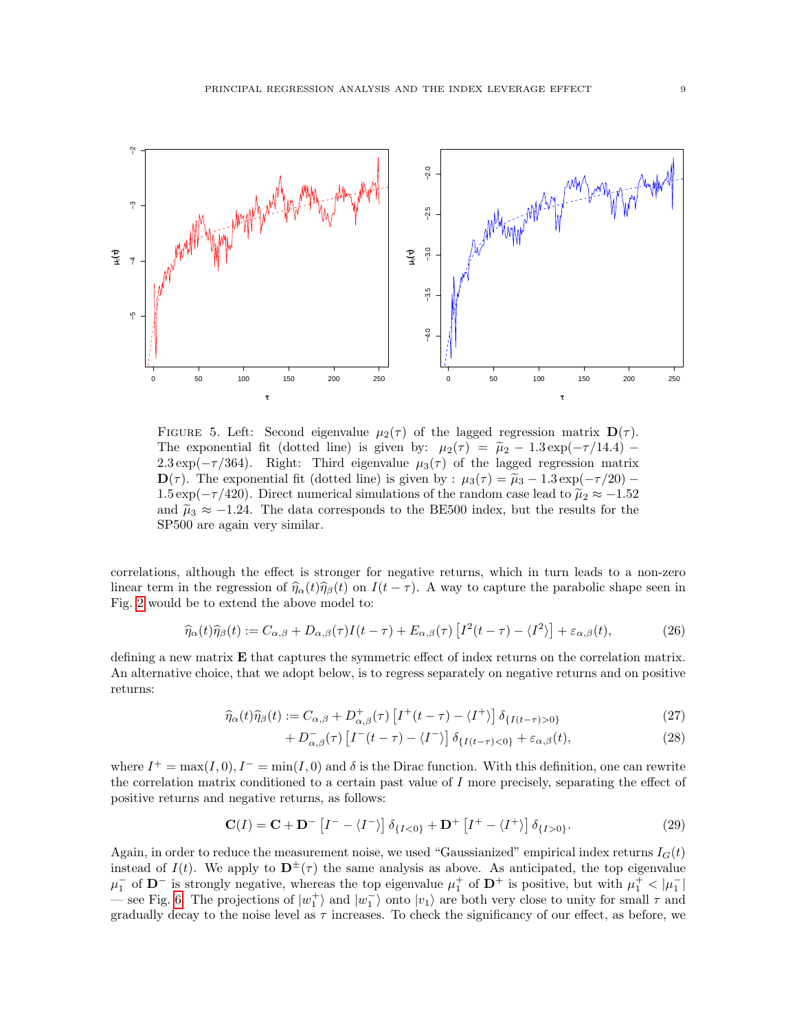FIGURE 5. Left: Second eigenvalue $\mu_2(\tau)$ of the lagged regression matrix $\mathbf{D}(\tau)$. The exponential fit (dotted line) is given by: $\mu_2(\tau) = \widetilde{\mu}_2 - 1.3\exp(-\tau/14.4) - 2.3\exp(-\tau/364)$. Right: Third eigenvalue $\mu_3(\tau)$ of the lagged regression matrix $\mathbf{D}(\tau)$. The exponential fit (dotted line) is given by : $\mu_3(\tau) = \widetilde{\mu}_3 - 1.3\exp(-\tau/20) - 1.5\exp(-\tau/420)$. Direct numerical simulations of the random case lead to $\widetilde{\mu}_2 \approx -1.52$ and $\widetilde{\mu}_3 \approx -1.24$. The data corresponds to the BE500 index, but the results for the SP500 are again very similar.

correlations, although the effect is stronger for negative returns, which in turn leads to a non-zero linear term in the regression of $\widehat{\eta}_\alpha(t)\widehat{\eta}_\beta(t)$ on $I(t-\tau)$. A way to capture the parabolic shape seen in Fig. 2 would be to extend the above model to:

$$\widehat{\eta}_\alpha(t)\widehat{\eta}_\beta(t) := C_{\alpha,\beta} + D_{\alpha,\beta}(\tau)I(t-\tau) + E_{\alpha,\beta}(\tau)\left[I^2(t-\tau) - \langle I^2\rangle\right] + \varepsilon_{\alpha,\beta}(t), \tag{26}$$

defining a new matrix $\mathbf{E}$ that captures the symmetric effect of index returns on the correlation matrix. An alternative choice, that we adopt below, is to regress separately on negative returns and on positive returns:

$$\widehat{\eta}_\alpha(t)\widehat{\eta}_\beta(t) := C_{\alpha,\beta} + D^{+}_{\alpha,\beta}(\tau)\left[I^{+}(t-\tau) - \langle I^{+}\rangle\right]\delta_{\{I(t-\tau)>0\}} \tag{27}$$

$$+ D^{-}_{\alpha,\beta}(\tau)\left[I^{-}(t-\tau) - \langle I^{-}\rangle\right]\delta_{\{I(t-\tau)<0\}} + \varepsilon_{\alpha,\beta}(t), \tag{28}$$

where $I^{+} = \max(I, 0), I^{-} = \min(I, 0)$ and $\delta$ is the Dirac function. With this definition, one can rewrite the correlation matrix conditioned to a certain past value of $I$ more precisely, separating the effect of positive returns and negative returns, as follows:

$$\mathbf{C}(I) = \mathbf{C} + \mathbf{D}^{-}\left[I^{-} - \langle I^{-}\rangle\right]\delta_{\{I<0\}} + \mathbf{D}^{+}\left[I^{+} - \langle I^{+}\rangle\right]\delta_{\{I>0\}}. \tag{29}$$

Again, in order to reduce the measurement noise, we used "Gaussianized" empirical index returns $I_G(t)$ instead of $I(t)$. We apply to $\mathbf{D}^{\pm}(\tau)$ the same analysis as above. As anticipated, the top eigenvalue $\mu_1^{-}$ of $\mathbf{D}^{-}$ is strongly negative, whereas the top eigenvalue $\mu_1^{+}$ of $\mathbf{D}^{+}$ is positive, but with $\mu_1^{+} < |\mu_1^{-}|$ — see Fig. 6. The projections of $|w_1^{+}\rangle$ and $|w_1^{-}\rangle$ onto $|v_1\rangle$ are both very close to unity for small $\tau$ and gradually decay to the noise level as $\tau$ increases. To check the significancy of our effect, as before, we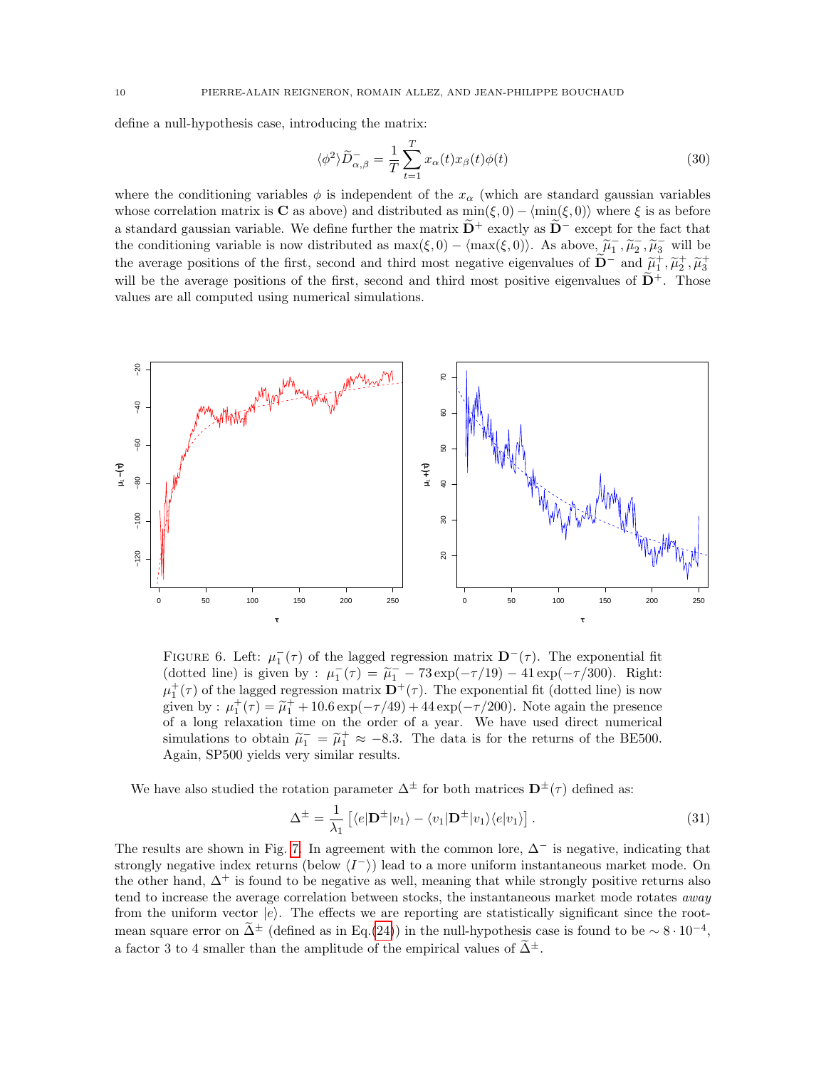define a null-hypothesis case, introducing the matrix:

$$\langle \phi^2 \rangle \widetilde{D}^-_{\alpha,\beta} = \frac{1}{T} \sum_{t=1}^{T} x_\alpha(t) x_\beta(t) \phi(t) \tag{30}$$

where the conditioning variables $\phi$ is independent of the $x_\alpha$ (which are standard gaussian variables whose correlation matrix is $\mathbf{C}$ as above) and distributed as $\min(\xi, 0) - \langle \min(\xi, 0) \rangle$ where $\xi$ is as before a standard gaussian variable. We define further the matrix $\widetilde{\mathbf{D}}^+$ exactly as $\widetilde{\mathbf{D}}^-$ except for the fact that the conditioning variable is now distributed as $\max(\xi, 0) - \langle \max(\xi, 0) \rangle$. As above, $\widetilde{\mu}_1^-, \widetilde{\mu}_2^-, \widetilde{\mu}_3^-$ will be the average positions of the first, second and third most negative eigenvalues of $\widetilde{\mathbf{D}}^-$ and $\widetilde{\mu}_1^+, \widetilde{\mu}_2^+, \widetilde{\mu}_3^+$ will be the average positions of the first, second and third most positive eigenvalues of $\widetilde{\mathbf{D}}^+$. Those values are all computed using numerical simulations.

Figure 6. Left: $\mu_1^-(\tau)$ of the lagged regression matrix $\mathbf{D}^-(\tau)$. The exponential fit (dotted line) is given by : $\mu_1^-(\tau) = \widetilde{\mu}_1^- - 73 \exp(-\tau/19) - 41 \exp(-\tau/300)$. Right: $\mu_1^+(\tau)$ of the lagged regression matrix $\mathbf{D}^+(\tau)$. The exponential fit (dotted line) is now given by : $\mu_1^+(\tau) = \widetilde{\mu}_1^+ + 10.6 \exp(-\tau/49) + 44 \exp(-\tau/200)$. Note again the presence of a long relaxation time on the order of a year. We have used direct numerical simulations to obtain $\widetilde{\mu}_1^- = \widetilde{\mu}_1^+ \approx -8.3$. The data is for the returns of the BE500. Again, SP500 yields very similar results.

We have also studied the rotation parameter $\Delta^\pm$ for both matrices $\mathbf{D}^\pm(\tau)$ defined as:

$$\Delta^\pm = \frac{1}{\lambda_1} \left[ \langle e | \mathbf{D}^\pm | v_1 \rangle - \langle v_1 | \mathbf{D}^\pm | v_1 \rangle \langle e | v_1 \rangle \right]. \tag{31}$$

The results are shown in Fig. 7. In agreement with the common lore, $\Delta^-$ is negative, indicating that strongly negative index returns (below $\langle I^- \rangle$) lead to a more uniform instantaneous market mode. On the other hand, $\Delta^+$ is found to be negative as well, meaning that while strongly positive returns also tend to increase the average correlation between stocks, the instantaneous market mode rotates *away* from the uniform vector $|e\rangle$. The effects we are reporting are statistically significant since the root-mean square error on $\widetilde{\Delta}^\pm$ (defined as in Eq.(24)) in the null-hypothesis case is found to be $\sim 8 \cdot 10^{-4}$, a factor 3 to 4 smaller than the amplitude of the empirical values of $\widetilde{\Delta}^\pm$.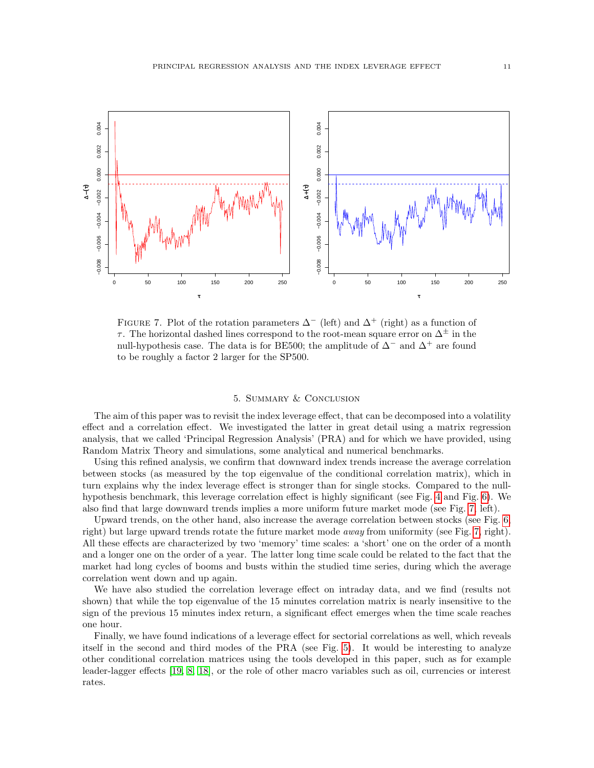Figure 7. Plot of the rotation parameters $\Delta^-$ (left) and $\Delta^+$ (right) as a function of $\tau$. The horizontal dashed lines correspond to the root-mean square error on $\Delta^\pm$ in the null-hypothesis case. The data is for BE500; the amplitude of $\Delta^-$ and $\Delta^+$ are found to be roughly a factor 2 larger for the SP500.

## 5. Summary & Conclusion

The aim of this paper was to revisit the index leverage effect, that can be decomposed into a volatility effect and a correlation effect. We investigated the latter in great detail using a matrix regression analysis, that we called 'Principal Regression Analysis' (PRA) and for which we have provided, using Random Matrix Theory and simulations, some analytical and numerical benchmarks.

Using this refined analysis, we confirm that downward index trends increase the average correlation between stocks (as measured by the top eigenvalue of the conditional correlation matrix), which in turn explains why the index leverage effect is stronger than for single stocks. Compared to the null-hypothesis benchmark, this leverage correlation effect is highly significant (see Fig. 4 and Fig. 6). We also find that large downward trends implies a more uniform future market mode (see Fig. 7, left).

Upward trends, on the other hand, also increase the average correlation between stocks (see Fig. 6, right) but large upward trends rotate the future market mode *away* from uniformity (see Fig. 7, right). All these effects are characterized by two 'memory' time scales: a 'short' one on the order of a month and a longer one on the order of a year. The latter long time scale could be related to the fact that the market had long cycles of booms and busts within the studied time series, during which the average correlation went down and up again.

We have also studied the correlation leverage effect on intraday data, and we find (results not shown) that while the top eigenvalue of the 15 minutes correlation matrix is nearly insensitive to the sign of the previous 15 minutes index return, a significant effect emerges when the time scale reaches one hour.

Finally, we have found indications of a leverage effect for sectorial correlations as well, which reveals itself in the second and third modes of the PRA (see Fig. 5). It would be interesting to analyze other conditional correlation matrices using the tools developed in this paper, such as for example leader-lagger effects [19, 8, 18], or the role of other macro variables such as oil, currencies or interest rates.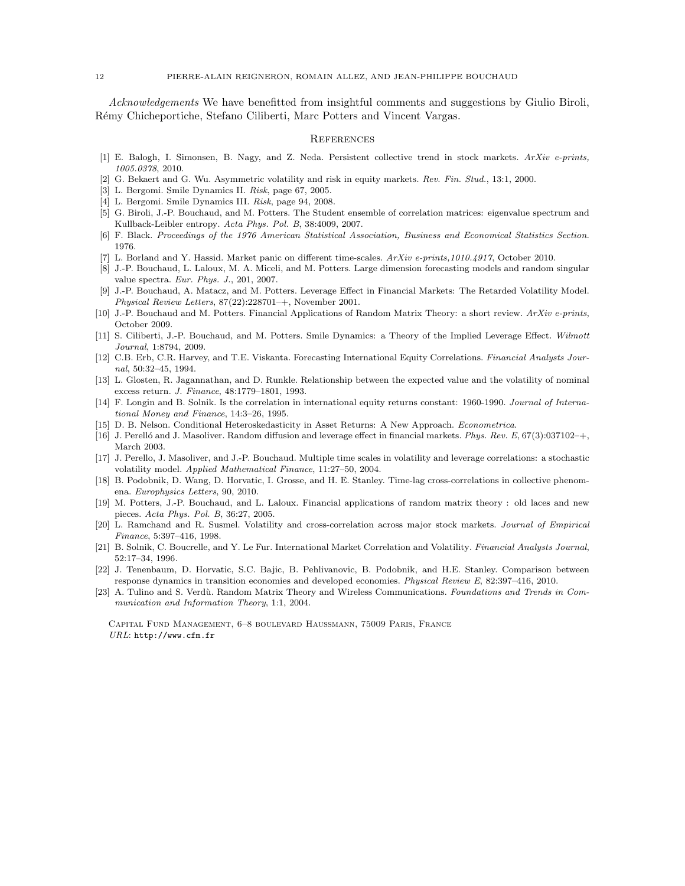*Acknowledgements* We have benefitted from insightful comments and suggestions by Giulio Biroli, Rémy Chicheportiche, Stefano Ciliberti, Marc Potters and Vincent Vargas.

## References

[1] E. Balogh, I. Simonsen, B. Nagy, and Z. Neda. Persistent collective trend in stock markets. *ArXiv e-prints, 1005.0378*, 2010.

[2] G. Bekaert and G. Wu. Asymmetric volatility and risk in equity markets. *Rev. Fin. Stud.*, 13:1, 2000.

[3] L. Bergomi. Smile Dynamics II. *Risk*, page 67, 2005.

[4] L. Bergomi. Smile Dynamics III. *Risk*, page 94, 2008.

[5] G. Biroli, J.-P. Bouchaud, and M. Potters. The Student ensemble of correlation matrices: eigenvalue spectrum and Kullback-Leibler entropy. *Acta Phys. Pol. B*, 38:4009, 2007.

[6] F. Black. *Proceedings of the 1976 American Statistical Association, Business and Economical Statistics Section*. 1976.

[7] L. Borland and Y. Hassid. Market panic on different time-scales. *ArXiv e-prints,1010.4917*, October 2010.

[8] J.-P. Bouchaud, L. Laloux, M. A. Miceli, and M. Potters. Large dimension forecasting models and random singular value spectra. *Eur. Phys. J.*, 201, 2007.

[9] J.-P. Bouchaud, A. Matacz, and M. Potters. Leverage Effect in Financial Markets: The Retarded Volatility Model. *Physical Review Letters*, 87(22):228701–+, November 2001.

[10] J.-P. Bouchaud and M. Potters. Financial Applications of Random Matrix Theory: a short review. *ArXiv e-prints*, October 2009.

[11] S. Ciliberti, J.-P. Bouchaud, and M. Potters. Smile Dynamics: a Theory of the Implied Leverage Effect. *Wilmott Journal*, 1:8794, 2009.

[12] C.B. Erb, C.R. Harvey, and T.E. Viskanta. Forecasting International Equity Correlations. *Financial Analysts Journal*, 50:32–45, 1994.

[13] L. Glosten, R. Jagannathan, and D. Runkle. Relationship between the expected value and the volatility of nominal excess return. *J. Finance*, 48:1779–1801, 1993.

[14] F. Longin and B. Solnik. Is the correlation in international equity returns constant: 1960-1990. *Journal of International Money and Finance*, 14:3–26, 1995.

[15] D. B. Nelson. Conditional Heteroskedasticity in Asset Returns: A New Approach. *Econometrica*.

[16] J. Perelló and J. Masoliver. Random diffusion and leverage effect in financial markets. *Phys. Rev. E*, 67(3):037102–+, March 2003.

[17] J. Perello, J. Masoliver, and J.-P. Bouchaud. Multiple time scales in volatility and leverage correlations: a stochastic volatility model. *Applied Mathematical Finance*, 11:27–50, 2004.

[18] B. Podobnik, D. Wang, D. Horvatic, I. Grosse, and H. E. Stanley. Time-lag cross-correlations in collective phenomena. *Europhysics Letters*, 90, 2010.

[19] M. Potters, J.-P. Bouchaud, and L. Laloux. Financial applications of random matrix theory : old laces and new pieces. *Acta Phys. Pol. B*, 36:27, 2005.

[20] L. Ramchand and R. Susmel. Volatility and cross-correlation across major stock markets. *Journal of Empirical Finance*, 5:397–416, 1998.

[21] B. Solnik, C. Boucrelle, and Y. Le Fur. International Market Correlation and Volatility. *Financial Analysts Journal*, 52:17–34, 1996.

[22] J. Tenenbaum, D. Horvatic, S.C. Bajic, B. Pehlivanovic, B. Podobnik, and H.E. Stanley. Comparison between response dynamics in transition economies and developed economies. *Physical Review E*, 82:397–416, 2010.

[23] A. Tulino and S. Verdù. Random Matrix Theory and Wireless Communications. *Foundations and Trends in Communication and Information Theory*, 1:1, 2004.

Capital Fund Management, 6–8 boulevard Haussmann, 75009 Paris, France
*URL*: http://www.cfm.fr